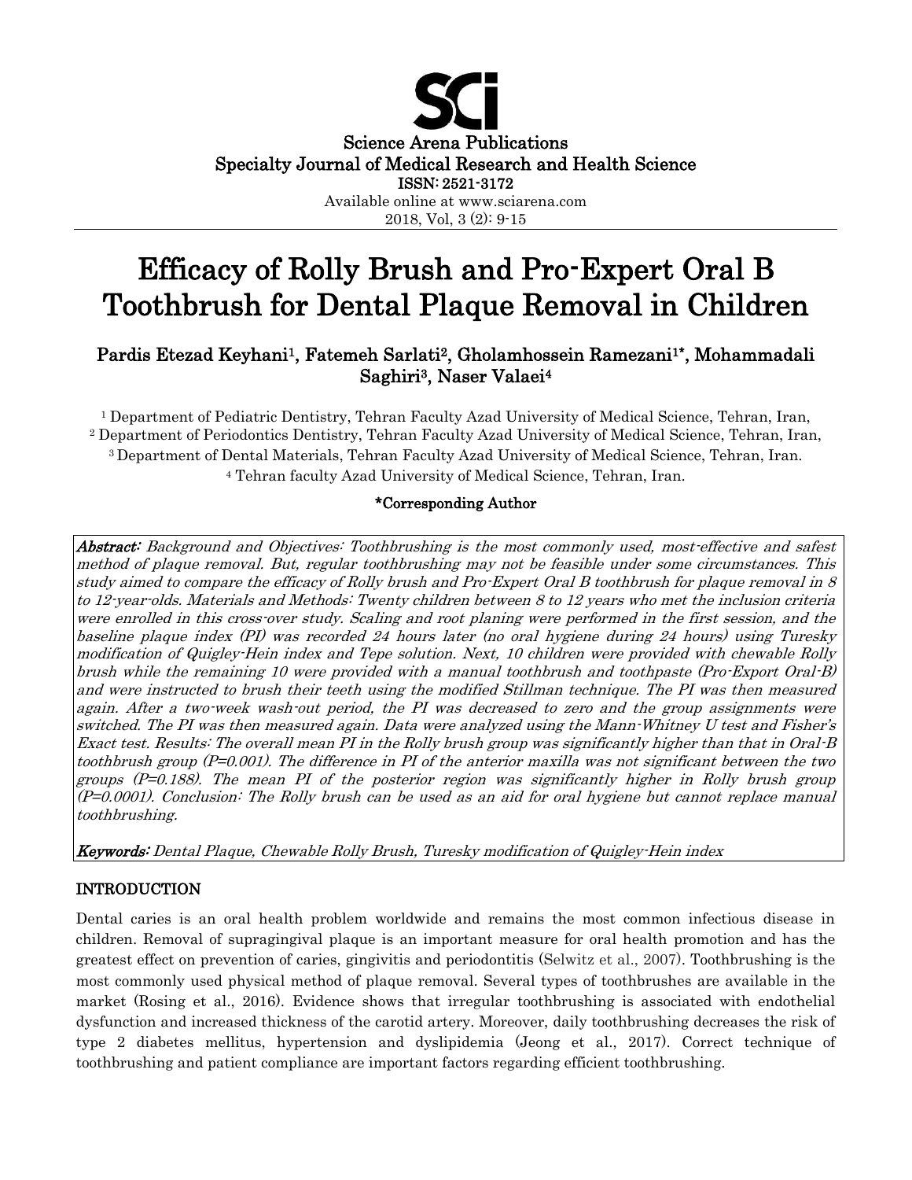Science Arena Publications
Specialty Journal of Medical Research and Health Science
ISSN: 2521-3172
Available online at www.sciarena.com
2018, Vol, 3 (2): 9-15

# Efficacy of Rolly Brush and Pro-Expert Oral B Toothbrush for Dental Plaque Removal in Children

**Pardis Etezad Keyhani[1], Fatemeh Sarlati[2], Gholamhossein Ramezani[1]*, Mohammadali Saghiri[3], Naser Valaei[4]**

[1] Department of Pediatric Dentistry, Tehran Faculty Azad University of Medical Science, Tehran, Iran,
[2] Department of Periodontics Dentistry, Tehran Faculty Azad University of Medical Science, Tehran, Iran,
[3] Department of Dental Materials, Tehran Faculty Azad University of Medical Science, Tehran, Iran.
[4] Tehran faculty Azad University of Medical Science, Tehran, Iran.

**\*Corresponding Author**

***Abstract:*** *Background and Objectives: Toothbrushing is the most commonly used, most-effective and safest method of plaque removal. But, regular toothbrushing may not be feasible under some circumstances. This study aimed to compare the efficacy of Rolly brush and Pro-Expert Oral B toothbrush for plaque removal in 8 to 12-year-olds. Materials and Methods: Twenty children between 8 to 12 years who met the inclusion criteria were enrolled in this cross-over study. Scaling and root planing were performed in the first session, and the baseline plaque index (PI) was recorded 24 hours later (no oral hygiene during 24 hours) using Turesky modification of Quigley-Hein index and Tepe solution. Next, 10 children were provided with chewable Rolly brush while the remaining 10 were provided with a manual toothbrush and toothpaste (Pro-Export Oral-B) and were instructed to brush their teeth using the modified Stillman technique. The PI was then measured again. After a two-week wash-out period, the PI was decreased to zero and the group assignments were switched. The PI was then measured again. Data were analyzed using the Mann-Whitney U test and Fisher's Exact test. Results: The overall mean PI in the Rolly brush group was significantly higher than that in Oral-B toothbrush group (P=0.001). The difference in PI of the anterior maxilla was not significant between the two groups (P=0.188). The mean PI of the posterior region was significantly higher in Rolly brush group (P=0.0001). Conclusion: The Rolly brush can be used as an aid for oral hygiene but cannot replace manual toothbrushing.*

***Keywords:*** *Dental Plaque, Chewable Rolly Brush, Turesky modification of Quigley-Hein index*

## INTRODUCTION

Dental caries is an oral health problem worldwide and remains the most common infectious disease in children. Removal of supragingival plaque is an important measure for oral health promotion and has the greatest effect on prevention of caries, gingivitis and periodontitis (Selwitz et al., 2007). Toothbrushing is the most commonly used physical method of plaque removal. Several types of toothbrushes are available in the market (Rosing et al., 2016). Evidence shows that irregular toothbrushing is associated with endothelial dysfunction and increased thickness of the carotid artery. Moreover, daily toothbrushing decreases the risk of type 2 diabetes mellitus, hypertension and dyslipidemia (Jeong et al., 2017). Correct technique of toothbrushing and patient compliance are important factors regarding efficient toothbrushing.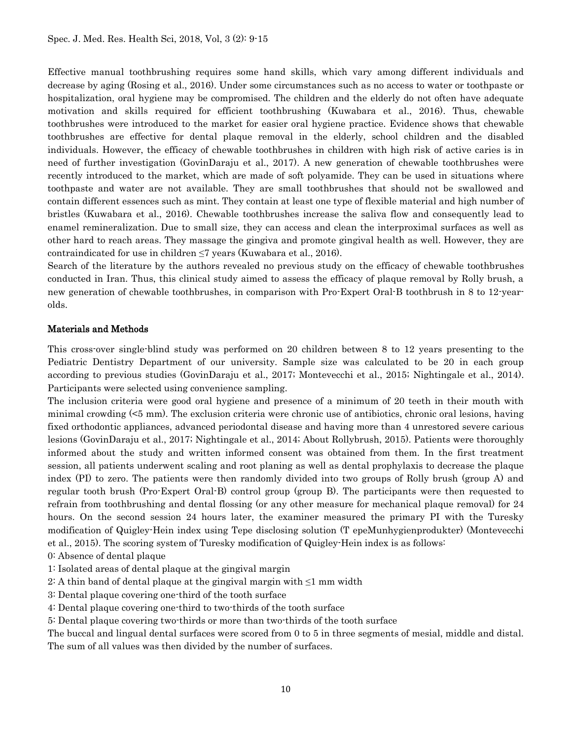Effective manual toothbrushing requires some hand skills, which vary among different individuals and decrease by aging (Rosing et al., 2016). Under some circumstances such as no access to water or toothpaste or hospitalization, oral hygiene may be compromised. The children and the elderly do not often have adequate motivation and skills required for efficient toothbrushing (Kuwabara et al., 2016). Thus, chewable toothbrushes were introduced to the market for easier oral hygiene practice. Evidence shows that chewable toothbrushes are effective for dental plaque removal in the elderly, school children and the disabled individuals. However, the efficacy of chewable toothbrushes in children with high risk of active caries is in need of further investigation (GovinDaraju et al., 2017). A new generation of chewable toothbrushes were recently introduced to the market, which are made of soft polyamide. They can be used in situations where toothpaste and water are not available. They are small toothbrushes that should not be swallowed and contain different essences such as mint. They contain at least one type of flexible material and high number of bristles (Kuwabara et al., 2016). Chewable toothbrushes increase the saliva flow and consequently lead to enamel remineralization. Due to small size, they can access and clean the interproximal surfaces as well as other hard to reach areas. They massage the gingiva and promote gingival health as well. However, they are contraindicated for use in children ≤7 years (Kuwabara et al., 2016).

Search of the literature by the authors revealed no previous study on the efficacy of chewable toothbrushes conducted in Iran. Thus, this clinical study aimed to assess the efficacy of plaque removal by Rolly brush, a new generation of chewable toothbrushes, in comparison with Pro-Expert Oral-B toothbrush in 8 to 12-year-olds.

## Materials and Methods

This cross-over single-blind study was performed on 20 children between 8 to 12 years presenting to the Pediatric Dentistry Department of our university. Sample size was calculated to be 20 in each group according to previous studies (GovinDaraju et al., 2017; Montevecchi et al., 2015; Nightingale et al., 2014). Participants were selected using convenience sampling.

The inclusion criteria were good oral hygiene and presence of a minimum of 20 teeth in their mouth with minimal crowding (<5 mm). The exclusion criteria were chronic use of antibiotics, chronic oral lesions, having fixed orthodontic appliances, advanced periodontal disease and having more than 4 unrestored severe carious lesions (GovinDaraju et al., 2017; Nightingale et al., 2014; About Rollybrush, 2015). Patients were thoroughly informed about the study and written informed consent was obtained from them. In the first treatment session, all patients underwent scaling and root planing as well as dental prophylaxis to decrease the plaque index (PI) to zero. The patients were then randomly divided into two groups of Rolly brush (group A) and regular tooth brush (Pro-Expert Oral-B) control group (group B). The participants were then requested to refrain from toothbrushing and dental flossing (or any other measure for mechanical plaque removal) for 24 hours. On the second session 24 hours later, the examiner measured the primary PI with the Turesky modification of Quigley-Hein index using Tepe disclosing solution (T epeMunhygienprodukter) (Montevecchi et al., 2015). The scoring system of Turesky modification of Quigley-Hein index is as follows:

0: Absence of dental plaque

1: Isolated areas of dental plaque at the gingival margin

2: A thin band of dental plaque at the gingival margin with ≤1 mm width

3: Dental plaque covering one-third of the tooth surface

4: Dental plaque covering one-third to two-thirds of the tooth surface

5: Dental plaque covering two-thirds or more than two-thirds of the tooth surface

The buccal and lingual dental surfaces were scored from 0 to 5 in three segments of mesial, middle and distal. The sum of all values was then divided by the number of surfaces.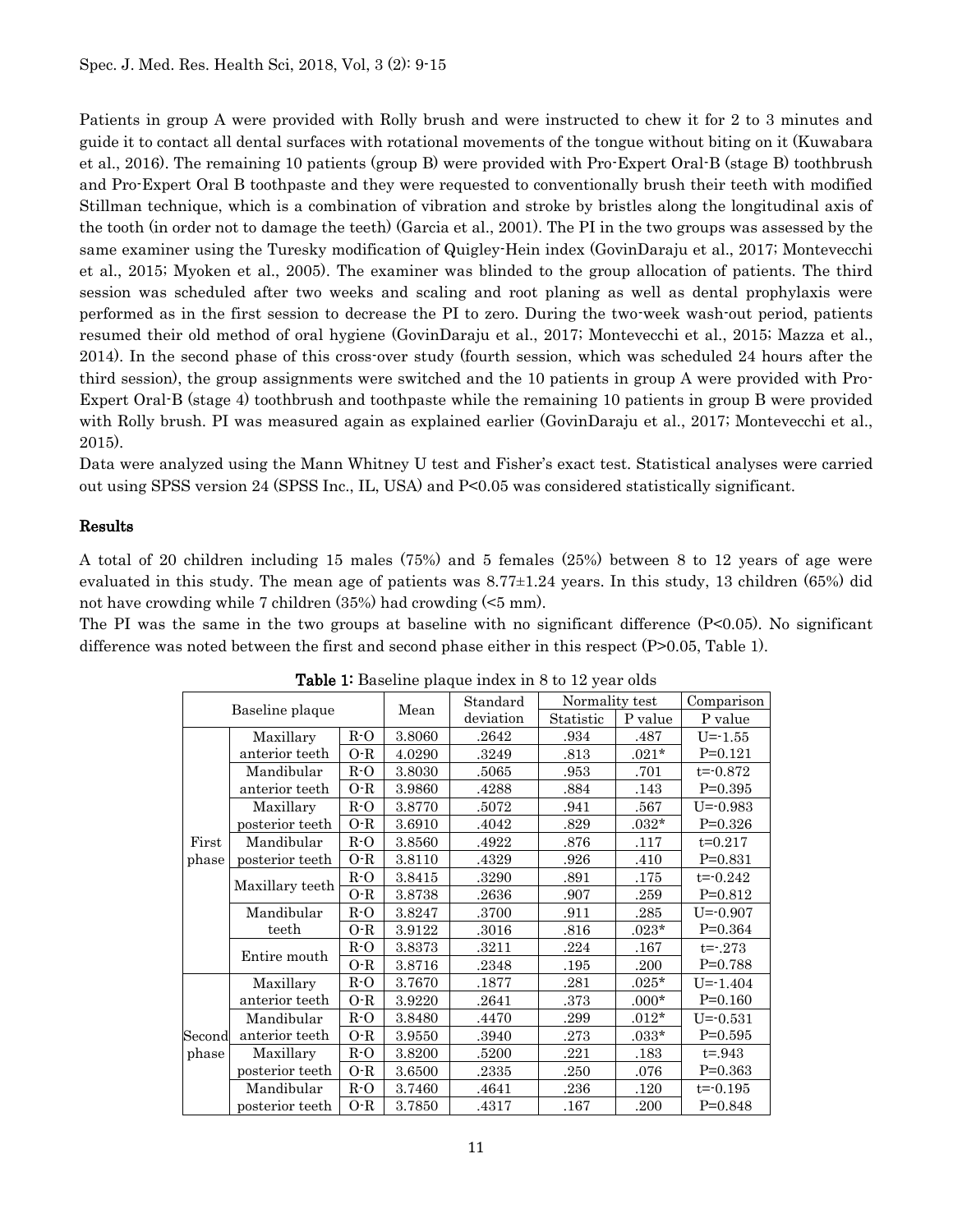Patients in group A were provided with Rolly brush and were instructed to chew it for 2 to 3 minutes and guide it to contact all dental surfaces with rotational movements of the tongue without biting on it (Kuwabara et al., 2016). The remaining 10 patients (group B) were provided with Pro-Expert Oral-B (stage B) toothbrush and Pro-Expert Oral B toothpaste and they were requested to conventionally brush their teeth with modified Stillman technique, which is a combination of vibration and stroke by bristles along the longitudinal axis of the tooth (in order not to damage the teeth) (Garcia et al., 2001). The PI in the two groups was assessed by the same examiner using the Turesky modification of Quigley-Hein index (GovinDaraju et al., 2017; Montevecchi et al., 2015; Myoken et al., 2005). The examiner was blinded to the group allocation of patients. The third session was scheduled after two weeks and scaling and root planing as well as dental prophylaxis were performed as in the first session to decrease the PI to zero. During the two-week wash-out period, patients resumed their old method of oral hygiene (GovinDaraju et al., 2017; Montevecchi et al., 2015; Mazza et al., 2014). In the second phase of this cross-over study (fourth session, which was scheduled 24 hours after the third session), the group assignments were switched and the 10 patients in group A were provided with Pro-Expert Oral-B (stage 4) toothbrush and toothpaste while the remaining 10 patients in group B were provided with Rolly brush. PI was measured again as explained earlier (GovinDaraju et al., 2017; Montevecchi et al., 2015).

Data were analyzed using the Mann Whitney U test and Fisher's exact test. Statistical analyses were carried out using SPSS version 24 (SPSS Inc., IL, USA) and P<0.05 was considered statistically significant.

## Results

A total of 20 children including 15 males (75%) and 5 females (25%) between 8 to 12 years of age were evaluated in this study. The mean age of patients was 8.77±1.24 years. In this study, 13 children (65%) did not have crowding while 7 children (35%) had crowding (<5 mm).

The PI was the same in the two groups at baseline with no significant difference (P<0.05). No significant difference was noted between the first and second phase either in this respect (P>0.05, Table 1).

**Table 1:** Baseline plaque index in 8 to 12 year olds

| Baseline plaque | | | Mean | Standard deviation | Normality test | | Comparison |
|---|---|---|---|---|---|---|---|
| | | | | | Statistic | P value | P value |
| First phase | Maxillary anterior teeth | R-O | 3.8060 | .2642 | .934 | .487 | U=-1.55 |
| | | O-R | 4.0290 | .3249 | .813 | .021* | P=0.121 |
| | Mandibular anterior teeth | R-O | 3.8030 | .5065 | .953 | .701 | t=-0.872 |
| | | O-R | 3.9860 | .4288 | .884 | .143 | P=0.395 |
| | Maxillary posterior teeth | R-O | 3.8770 | .5072 | .941 | .567 | U=-0.983 |
| | | O-R | 3.6910 | .4042 | .829 | .032* | P=0.326 |
| | Mandibular posterior teeth | R-O | 3.8560 | .4922 | .876 | .117 | t=0.217 |
| | | O-R | 3.8110 | .4329 | .926 | .410 | P=0.831 |
| | Maxillary teeth | R-O | 3.8415 | .3290 | .891 | .175 | t=-0.242 |
| | | O-R | 3.8738 | .2636 | .907 | .259 | P=0.812 |
| | Mandibular teeth | R-O | 3.8247 | .3700 | .911 | .285 | U=-0.907 |
| | | O-R | 3.9122 | .3016 | .816 | .023* | P=0.364 |
| | Entire mouth | R-O | 3.8373 | .3211 | .224 | .167 | t=-.273 |
| | | O-R | 3.8716 | .2348 | .195 | .200 | P=0.788 |
| Second phase | Maxillary anterior teeth | R-O | 3.7670 | .1877 | .281 | .025* | U=-1.404 |
| | | O-R | 3.9220 | .2641 | .373 | .000* | P=0.160 |
| | Mandibular anterior teeth | R-O | 3.8480 | .4470 | .299 | .012* | U=-0.531 |
| | | O-R | 3.9550 | .3940 | .273 | .033* | P=0.595 |
| | Maxillary posterior teeth | R-O | 3.8200 | .5200 | .221 | .183 | t=.943 |
| | | O-R | 3.6500 | .2335 | .250 | .076 | P=0.363 |
| | Mandibular posterior teeth | R-O | 3.7460 | .4641 | .236 | .120 | t=-0.195 |
| | | O-R | 3.7850 | .4317 | .167 | .200 | P=0.848 |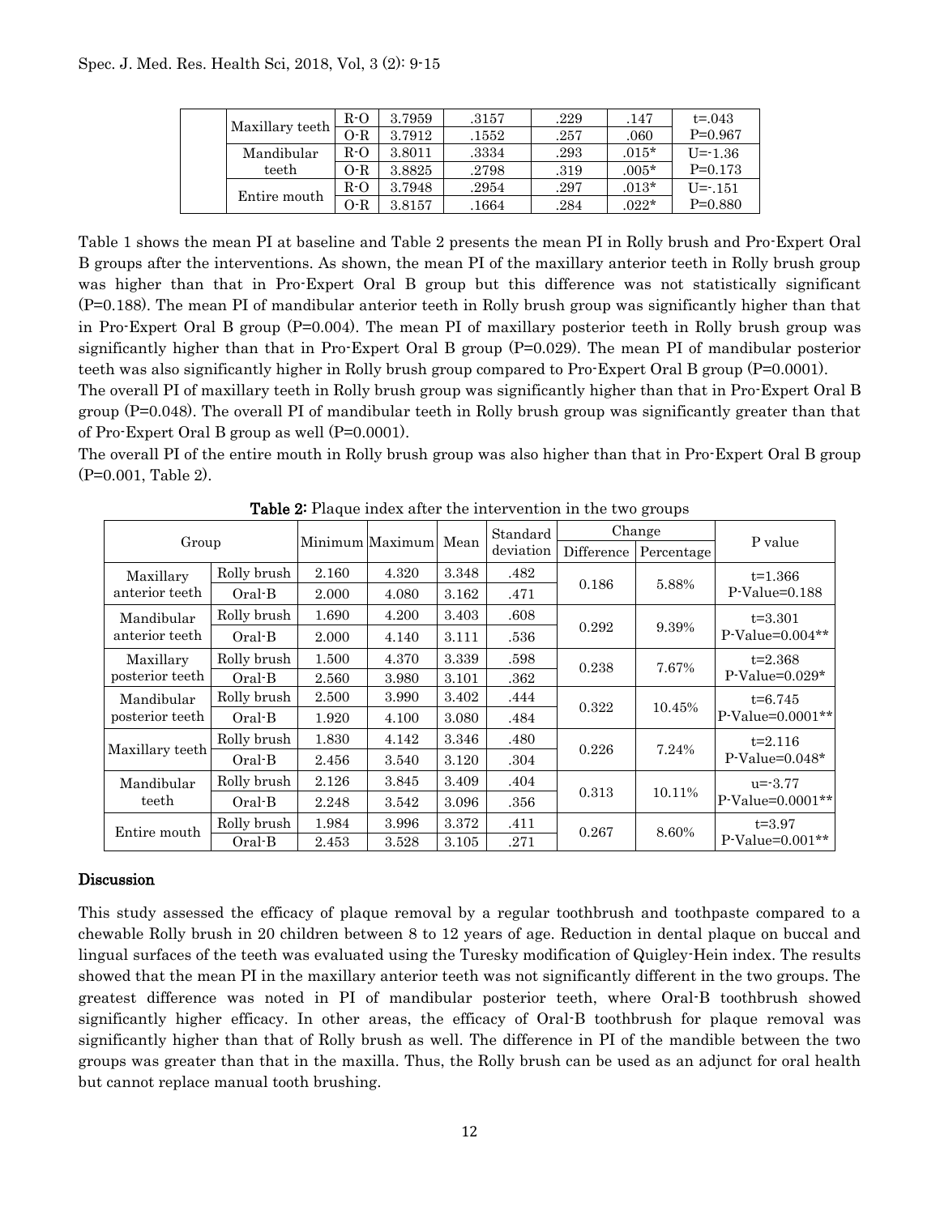| | | | | | | | |
|---|---|---|---|---|---|---|---|
| | Maxillary teeth | R-O | 3.7959 | .3157 | .229 | .147 | t=.043 P=0.967 |
| | | O-R | 3.7912 | .1552 | .257 | .060 | |
| | Mandibular teeth | R-O | 3.8011 | .3334 | .293 | .015* | U=-1.36 P=0.173 |
| | | O-R | 3.8825 | .2798 | .319 | .005* | |
| | Entire mouth | R-O | 3.7948 | .2954 | .297 | .013* | U=-.151 P=0.880 |
| | | O-R | 3.8157 | .1664 | .284 | .022* | |

Table 1 shows the mean PI at baseline and Table 2 presents the mean PI in Rolly brush and Pro-Expert Oral B groups after the interventions. As shown, the mean PI of the maxillary anterior teeth in Rolly brush group was higher than that in Pro-Expert Oral B group but this difference was not statistically significant (P=0.188). The mean PI of mandibular anterior teeth in Rolly brush group was significantly higher than that in Pro-Expert Oral B group (P=0.004). The mean PI of maxillary posterior teeth in Rolly brush group was significantly higher than that in Pro-Expert Oral B group (P=0.029). The mean PI of mandibular posterior teeth was also significantly higher in Rolly brush group compared to Pro-Expert Oral B group (P=0.0001).

The overall PI of maxillary teeth in Rolly brush group was significantly higher than that in Pro-Expert Oral B group (P=0.048). The overall PI of mandibular teeth in Rolly brush group was significantly greater than that of Pro-Expert Oral B group as well (P=0.0001).

The overall PI of the entire mouth in Rolly brush group was also higher than that in Pro-Expert Oral B group (P=0.001, Table 2).

**Table 2:** Plaque index after the intervention in the two groups

| Group | | Minimum | Maximum | Mean | Standard deviation | Change | | P value |
|---|---|---|---|---|---|---|---|---|
| | | | | | | Difference | Percentage | |
| Maxillary anterior teeth | Rolly brush | 2.160 | 4.320 | 3.348 | .482 | 0.186 | 5.88% | t=1.366 P-Value=0.188 |
| | Oral-B | 2.000 | 4.080 | 3.162 | .471 | | | |
| Mandibular anterior teeth | Rolly brush | 1.690 | 4.200 | 3.403 | .608 | 0.292 | 9.39% | t=3.301 P-Value=0.004** |
| | Oral-B | 2.000 | 4.140 | 3.111 | .536 | | | |
| Maxillary posterior teeth | Rolly brush | 1.500 | 4.370 | 3.339 | .598 | 0.238 | 7.67% | t=2.368 P-Value=0.029* |
| | Oral-B | 2.560 | 3.980 | 3.101 | .362 | | | |
| Mandibular posterior teeth | Rolly brush | 2.500 | 3.990 | 3.402 | .444 | 0.322 | 10.45% | t=6.745 P-Value=0.0001** |
| | Oral-B | 1.920 | 4.100 | 3.080 | .484 | | | |
| Maxillary teeth | Rolly brush | 1.830 | 4.142 | 3.346 | .480 | 0.226 | 7.24% | t=2.116 P-Value=0.048* |
| | Oral-B | 2.456 | 3.540 | 3.120 | .304 | | | |
| Mandibular teeth | Rolly brush | 2.126 | 3.845 | 3.409 | .404 | 0.313 | 10.11% | u=-3.77 P-Value=0.0001** |
| | Oral-B | 2.248 | 3.542 | 3.096 | .356 | | | |
| Entire mouth | Rolly brush | 1.984 | 3.996 | 3.372 | .411 | 0.267 | 8.60% | t=3.97 P-Value=0.001** |
| | Oral-B | 2.453 | 3.528 | 3.105 | .271 | | | |

## Discussion

This study assessed the efficacy of plaque removal by a regular toothbrush and toothpaste compared to a chewable Rolly brush in 20 children between 8 to 12 years of age. Reduction in dental plaque on buccal and lingual surfaces of the teeth was evaluated using the Turesky modification of Quigley-Hein index. The results showed that the mean PI in the maxillary anterior teeth was not significantly different in the two groups. The greatest difference was noted in PI of mandibular posterior teeth, where Oral-B toothbrush showed significantly higher efficacy. In other areas, the efficacy of Oral-B toothbrush for plaque removal was significantly higher than that of Rolly brush as well. The difference in PI of the mandible between the two groups was greater than that in the maxilla. Thus, the Rolly brush can be used as an adjunct for oral health but cannot replace manual tooth brushing.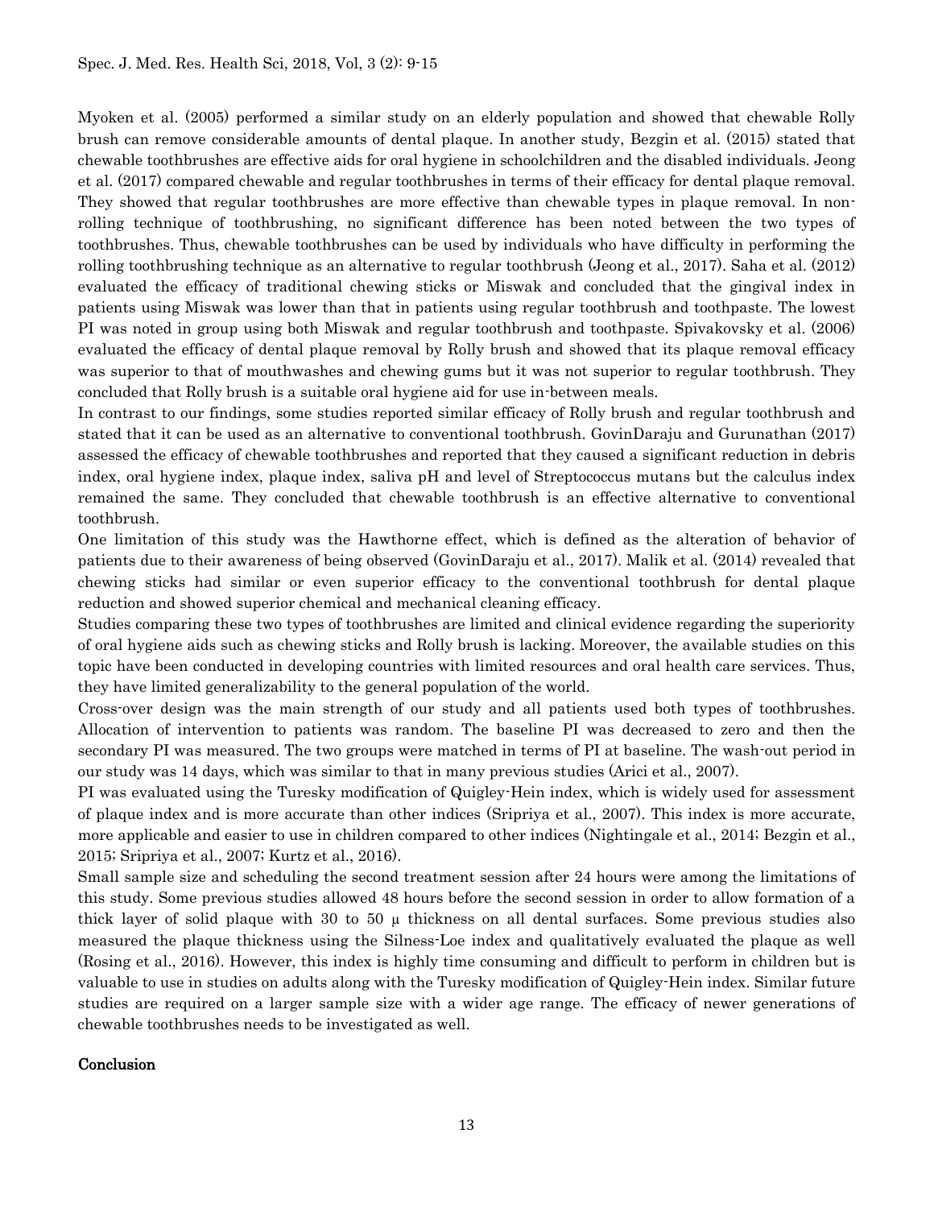Myoken et al. (2005) performed a similar study on an elderly population and showed that chewable Rolly brush can remove considerable amounts of dental plaque. In another study, Bezgin et al. (2015) stated that chewable toothbrushes are effective aids for oral hygiene in schoolchildren and the disabled individuals. Jeong et al. (2017) compared chewable and regular toothbrushes in terms of their efficacy for dental plaque removal. They showed that regular toothbrushes are more effective than chewable types in plaque removal. In non-rolling technique of toothbrushing, no significant difference has been noted between the two types of toothbrushes. Thus, chewable toothbrushes can be used by individuals who have difficulty in performing the rolling toothbrushing technique as an alternative to regular toothbrush (Jeong et al., 2017). Saha et al. (2012) evaluated the efficacy of traditional chewing sticks or Miswak and concluded that the gingival index in patients using Miswak was lower than that in patients using regular toothbrush and toothpaste. The lowest PI was noted in group using both Miswak and regular toothbrush and toothpaste. Spivakovsky et al. (2006) evaluated the efficacy of dental plaque removal by Rolly brush and showed that its plaque removal efficacy was superior to that of mouthwashes and chewing gums but it was not superior to regular toothbrush. They concluded that Rolly brush is a suitable oral hygiene aid for use in-between meals.

In contrast to our findings, some studies reported similar efficacy of Rolly brush and regular toothbrush and stated that it can be used as an alternative to conventional toothbrush. GovinDaraju and Gurunathan (2017) assessed the efficacy of chewable toothbrushes and reported that they caused a significant reduction in debris index, oral hygiene index, plaque index, saliva pH and level of Streptococcus mutans but the calculus index remained the same. They concluded that chewable toothbrush is an effective alternative to conventional toothbrush.

One limitation of this study was the Hawthorne effect, which is defined as the alteration of behavior of patients due to their awareness of being observed (GovinDaraju et al., 2017). Malik et al. (2014) revealed that chewing sticks had similar or even superior efficacy to the conventional toothbrush for dental plaque reduction and showed superior chemical and mechanical cleaning efficacy.

Studies comparing these two types of toothbrushes are limited and clinical evidence regarding the superiority of oral hygiene aids such as chewing sticks and Rolly brush is lacking. Moreover, the available studies on this topic have been conducted in developing countries with limited resources and oral health care services. Thus, they have limited generalizability to the general population of the world.

Cross-over design was the main strength of our study and all patients used both types of toothbrushes. Allocation of intervention to patients was random. The baseline PI was decreased to zero and then the secondary PI was measured. The two groups were matched in terms of PI at baseline. The wash-out period in our study was 14 days, which was similar to that in many previous studies (Arici et al., 2007).

PI was evaluated using the Turesky modification of Quigley-Hein index, which is widely used for assessment of plaque index and is more accurate than other indices (Sripriya et al., 2007). This index is more accurate, more applicable and easier to use in children compared to other indices (Nightingale et al., 2014; Bezgin et al., 2015; Sripriya et al., 2007; Kurtz et al., 2016).

Small sample size and scheduling the second treatment session after 24 hours were among the limitations of this study. Some previous studies allowed 48 hours before the second session in order to allow formation of a thick layer of solid plaque with 30 to 50 μ thickness on all dental surfaces. Some previous studies also measured the plaque thickness using the Silness-Loe index and qualitatively evaluated the plaque as well (Rosing et al., 2016). However, this index is highly time consuming and difficult to perform in children but is valuable to use in studies on adults along with the Turesky modification of Quigley-Hein index. Similar future studies are required on a larger sample size with a wider age range. The efficacy of newer generations of chewable toothbrushes needs to be investigated as well.

## Conclusion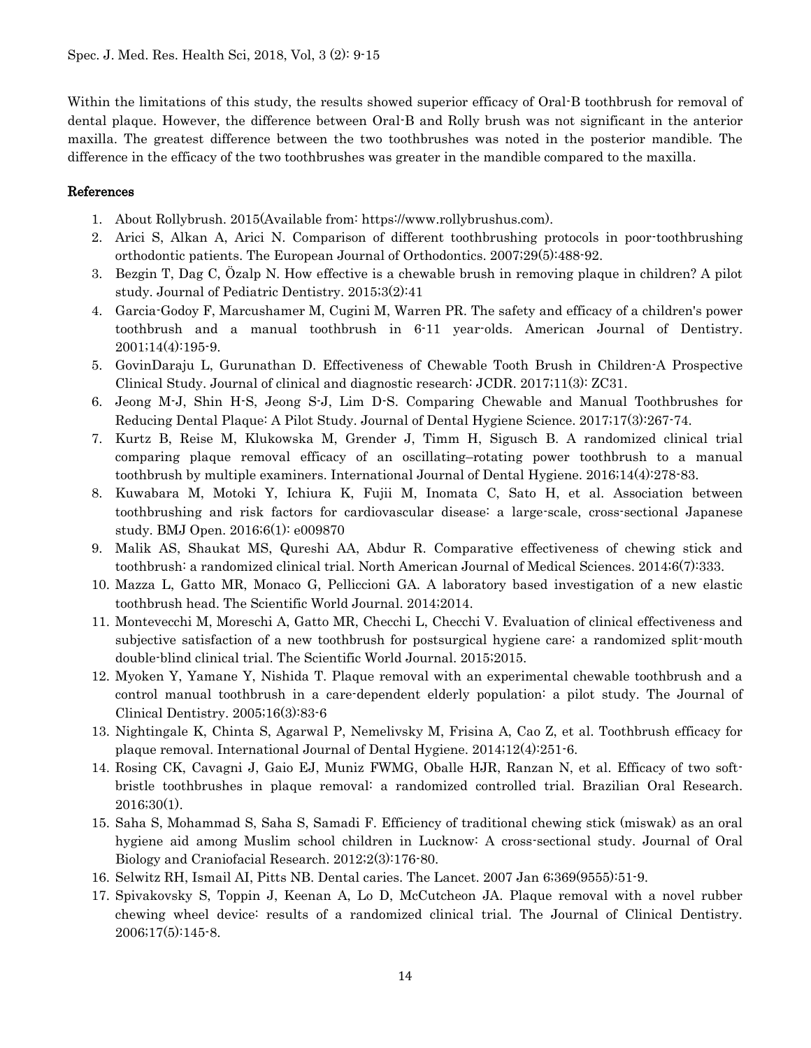Within the limitations of this study, the results showed superior efficacy of Oral-B toothbrush for removal of dental plaque. However, the difference between Oral-B and Rolly brush was not significant in the anterior maxilla. The greatest difference between the two toothbrushes was noted in the posterior mandible. The difference in the efficacy of the two toothbrushes was greater in the mandible compared to the maxilla.

## References

1. About Rollybrush. 2015(Available from: https://www.rollybrushus.com).
2. Arici S, Alkan A, Arici N. Comparison of different toothbrushing protocols in poor-toothbrushing orthodontic patients. The European Journal of Orthodontics. 2007;29(5):488-92.
3. Bezgin T, Dag C, Özalp N. How effective is a chewable brush in removing plaque in children? A pilot study. Journal of Pediatric Dentistry. 2015;3(2):41
4. Garcia-Godoy F, Marcushamer M, Cugini M, Warren PR. The safety and efficacy of a children's power toothbrush and a manual toothbrush in 6-11 year-olds. American Journal of Dentistry. 2001;14(4):195-9.
5. GovinDaraju L, Gurunathan D. Effectiveness of Chewable Tooth Brush in Children-A Prospective Clinical Study. Journal of clinical and diagnostic research: JCDR. 2017;11(3): ZC31.
6. Jeong M-J, Shin H-S, Jeong S-J, Lim D-S. Comparing Chewable and Manual Toothbrushes for Reducing Dental Plaque: A Pilot Study. Journal of Dental Hygiene Science. 2017;17(3):267-74.
7. Kurtz B, Reise M, Klukowska M, Grender J, Timm H, Sigusch B. A randomized clinical trial comparing plaque removal efficacy of an oscillating–rotating power toothbrush to a manual toothbrush by multiple examiners. International Journal of Dental Hygiene. 2016;14(4):278-83.
8. Kuwabara M, Motoki Y, Ichiura K, Fujii M, Inomata C, Sato H, et al. Association between toothbrushing and risk factors for cardiovascular disease: a large-scale, cross-sectional Japanese study. BMJ Open. 2016;6(1): e009870
9. Malik AS, Shaukat MS, Qureshi AA, Abdur R. Comparative effectiveness of chewing stick and toothbrush: a randomized clinical trial. North American Journal of Medical Sciences. 2014;6(7):333.
10. Mazza L, Gatto MR, Monaco G, Pelliccioni GA. A laboratory based investigation of a new elastic toothbrush head. The Scientific World Journal. 2014;2014.
11. Montevecchi M, Moreschi A, Gatto MR, Checchi L, Checchi V. Evaluation of clinical effectiveness and subjective satisfaction of a new toothbrush for postsurgical hygiene care: a randomized split-mouth double-blind clinical trial. The Scientific World Journal. 2015;2015.
12. Myoken Y, Yamane Y, Nishida T. Plaque removal with an experimental chewable toothbrush and a control manual toothbrush in a care-dependent elderly population: a pilot study. The Journal of Clinical Dentistry. 2005;16(3):83-6
13. Nightingale K, Chinta S, Agarwal P, Nemelivsky M, Frisina A, Cao Z, et al. Toothbrush efficacy for plaque removal. International Journal of Dental Hygiene. 2014;12(4):251-6.
14. Rosing CK, Cavagni J, Gaio EJ, Muniz FWMG, Oballe HJR, Ranzan N, et al. Efficacy of two soft-bristle toothbrushes in plaque removal: a randomized controlled trial. Brazilian Oral Research. 2016;30(1).
15. Saha S, Mohammad S, Saha S, Samadi F. Efficiency of traditional chewing stick (miswak) as an oral hygiene aid among Muslim school children in Lucknow: A cross-sectional study. Journal of Oral Biology and Craniofacial Research. 2012;2(3):176-80.
16. Selwitz RH, Ismail AI, Pitts NB. Dental caries. The Lancet. 2007 Jan 6;369(9555):51-9.
17. Spivakovsky S, Toppin J, Keenan A, Lo D, McCutcheon JA. Plaque removal with a novel rubber chewing wheel device: results of a randomized clinical trial. The Journal of Clinical Dentistry. 2006;17(5):145-8.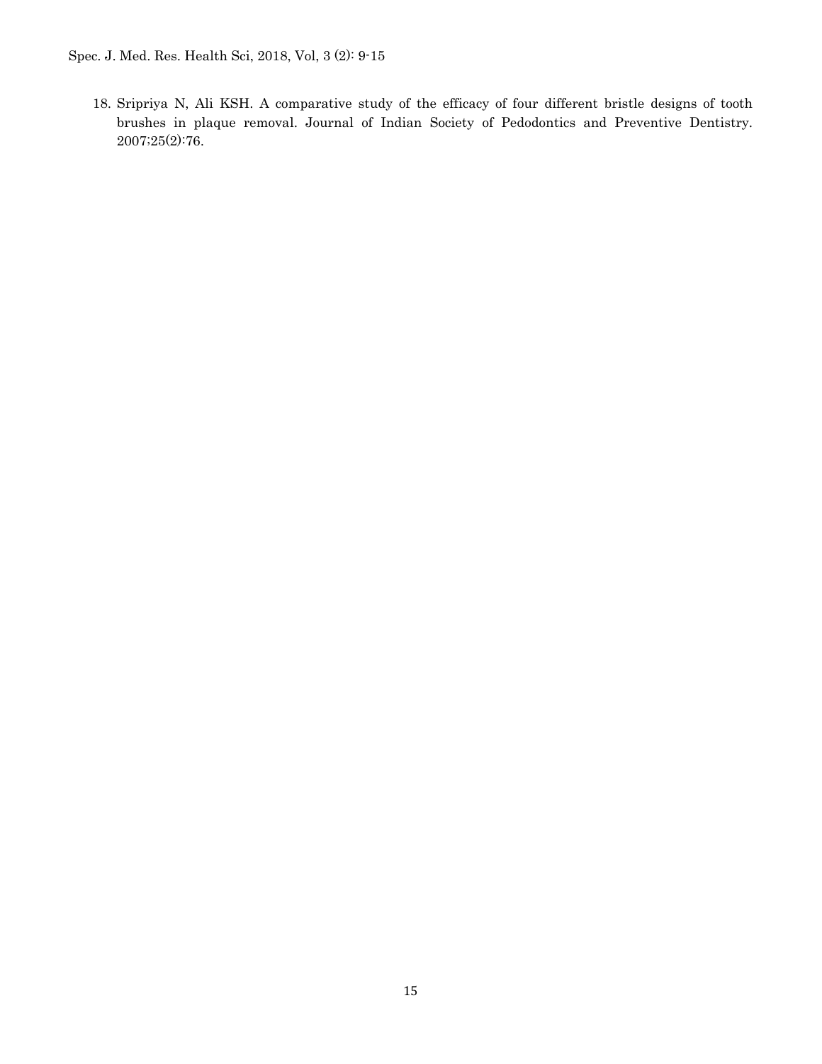18. Sripriya N, Ali KSH. A comparative study of the efficacy of four different bristle designs of tooth brushes in plaque removal. Journal of Indian Society of Pedodontics and Preventive Dentistry. 2007;25(2):76.